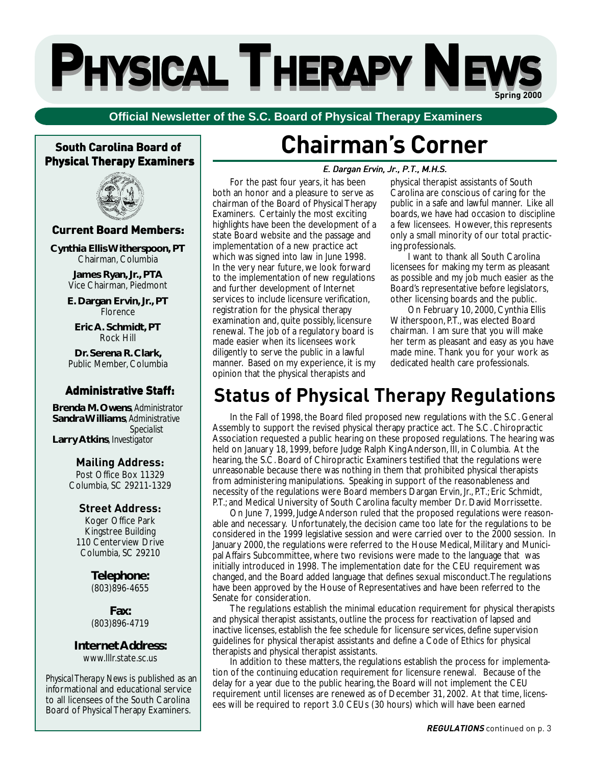# PHYSICAL THERAPY NEWS

Spring 2000

**Official Newsletter of the S.C. Board of Physical Therapy Examiners**

## South Carolina Board of Physical Therapy Examiners

### Current Board Members:

**Cynthia Ellis Witherspoon, PT**
Chairman, Columbia

**James Ryan, Jr., PTA**
Vice Chairman, Piedmont

**E. Dargan Ervin, Jr., PT**
Florence

**Eric A. Schmidt, PT**
Rock Hill

**Dr. Serena R. Clark,**
Public Member, Columbia

### Administrative Staff:

**Brenda M. Owens**, *Administrator*
**Sandra Williams**, *Administrative Specialist*
**Larry Atkins**, *Investigator*

### Mailing Address:

Post Office Box 11329
Columbia, SC 29211-1329

### Street Address:

Koger Office Park
Kingstree Building
110 Centerview Drive
Columbia, SC 29210

### Telephone:

(803)896-4655

### Fax:

(803)896-4719

### Internet Address:

www.lllr.state.sc.us

*Physical Therapy News* is published as an informational and educational service to all licensees of the South Carolina Board of Physical Therapy Examiners.

# Chairman's Corner

***E. Dargan Ervin, Jr., P.T., M.H.S.***

For the past four years, it has been both an honor and a pleasure to serve as chairman of the Board of Physical Therapy Examiners. Certainly the most exciting highlights have been the development of a state Board website and the passage and implementation of a new practice act which was signed into law in June 1998. In the very near future, we look forward to the implementation of new regulations and further development of Internet services to include licensure verification, registration for the physical therapy examination and, quite possibly, licensure renewal. The job of a regulatory board is made easier when its licensees work diligently to serve the public in a lawful manner. Based on my experience, it is my opinion that the physical therapists and physical therapist assistants of South Carolina are conscious of caring for the public in a safe and lawful manner. Like all boards, we have had occasion to discipline a few licensees. However, this represents only a small minority of our total practicing professionals.

I want to thank all South Carolina licensees for making my term as pleasant as possible and my job much easier as the Board's representative before legislators, other licensing boards and the public.

On February 10, 2000, Cynthia Ellis Witherspoon, P.T., was elected Board chairman. I am sure that you will make her term as pleasant and easy as you have made mine. Thank you for your work as dedicated health care professionals.

# Status of Physical Therapy Regulations

In the Fall of 1998, the Board filed proposed new regulations with the S.C. General Assembly to support the revised physical therapy practice act. The S.C. Chiropractic Association requested a public hearing on these proposed regulations. The hearing was held on January 18, 1999, before Judge Ralph King Anderson, III, in Columbia. At the hearing, the S.C. Board of Chiropractic Examiners testified that the regulations were unreasonable because there was nothing in them that prohibited physical therapists from administering manipulations. Speaking in support of the reasonableness and necessity of the regulations were Board members Dargan Ervin, Jr., P.T.; Eric Schmidt, P.T.; and Medical University of South Carolina faculty member Dr. David Morrissette.

On June 7, 1999, Judge Anderson ruled that the proposed regulations were reasonable and necessary. Unfortunately, the decision came too late for the regulations to be considered in the 1999 legislative session and were carried over to the 2000 session. In January 2000, the regulations were referred to the House Medical, Military and Municipal Affairs Subcommittee, where two revisions were made to the language that was initially introduced in 1998. The implementation date for the CEU requirement was changed, and the Board added language that defines sexual misconduct. The regulations have been approved by the House of Representatives and have been referred to the Senate for consideration.

The regulations establish the minimal education requirement for physical therapists and physical therapist assistants, outline the process for reactivation of lapsed and inactive licenses, establish the fee schedule for licensure services, define supervision guidelines for physical therapist assistants and define a Code of Ethics for physical therapists and physical therapist assistants.

In addition to these matters, the regulations establish the process for implementation of the continuing education requirement for licensure renewal. Because of the delay for a year due to the public hearing, the Board will not implement the CEU requirement until licenses are renewed as of December 31, 2002. At that time, licensees will be required to report 3.0 CEUs (30 hours) which will have been earned

***REGULATIONS*** continued on p. 3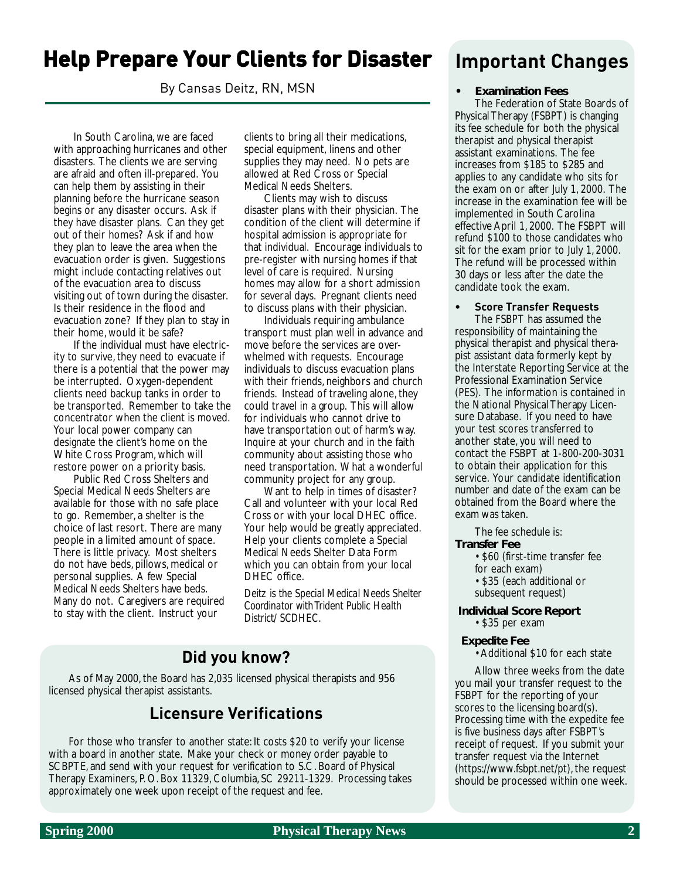# Help Prepare Your Clients for Disaster

By Cansas Deitz, RN, MSN

In South Carolina, we are faced with approaching hurricanes and other disasters. The clients we are serving are afraid and often ill-prepared. You can help them by assisting in their planning before the hurricane season begins or any disaster occurs. Ask if they have disaster plans. Can they get out of their homes? Ask if and how they plan to leave the area when the evacuation order is given. Suggestions might include contacting relatives out of the evacuation area to discuss visiting out of town during the disaster. Is their residence in the flood and evacuation zone? If they plan to stay in their home, would it be safe?

If the individual must have electricity to survive, they need to evacuate if there is a potential that the power may be interrupted. Oxygen-dependent clients need backup tanks in order to be transported. Remember to take the concentrator when the client is moved. Your local power company can designate the client's home on the White Cross Program, which will restore power on a priority basis.

Public Red Cross Shelters and Special Medical Needs Shelters are available for those with no safe place to go. Remember, a shelter is the choice of last resort. There are many people in a limited amount of space. There is little privacy. Most shelters do not have beds, pillows, medical or personal supplies. A few Special Medical Needs Shelters have beds. Many do not. Caregivers are required to stay with the client. Instruct your clients to bring all their medications, special equipment, linens and other supplies they may need. No pets are allowed at Red Cross or Special Medical Needs Shelters.

Clients may wish to discuss disaster plans with their physician. The condition of the client will determine if hospital admission is appropriate for that individual. Encourage individuals to pre-register with nursing homes if that level of care is required. Nursing homes may allow for a short admission for several days. Pregnant clients need to discuss plans with their physician.

Individuals requiring ambulance transport must plan well in advance and move before the services are overwhelmed with requests. Encourage individuals to discuss evacuation plans with their friends, neighbors and church friends. Instead of traveling alone, they could travel in a group. This will allow for individuals who cannot drive to have transportation out of harm's way. Inquire at your church and in the faith community about assisting those who need transportation. What a wonderful community project for any group.

Want to help in times of disaster? Call and volunteer with your local Red Cross or with your local DHEC office. Your help would be greatly appreciated. Help your clients complete a Special Medical Needs Shelter Data Form which you can obtain from your local DHEC office.

*Deitz is the Special Medical Needs Shelter Coordinator with Trident Public Health District/SCDHEC.*

## Did you know?

As of May 2000, the Board has 2,035 licensed physical therapists and 956 licensed physical therapist assistants.

## Licensure Verifications

For those who transfer to another state: It costs $20 to verify your license with a board in another state. Make your check or money order payable to SCBPTE, and send with your request for verification to S.C. Board of Physical Therapy Examiners, P.O. Box 11329, Columbia, SC 29211-1329. Processing takes approximately one week upon receipt of the request and fee.

# Important Changes

- **Examination Fees**

The Federation of State Boards of Physical Therapy (FSBPT) is changing its fee schedule for both the physical therapist and physical therapist assistant examinations. The fee increases from $185 to $285 and applies to any candidate who sits for the exam on or after July 1, 2000. The increase in the examination fee will be implemented in South Carolina effective April 1, 2000. The FSBPT will refund $100 to those candidates who sit for the exam prior to July 1, 2000. The refund will be processed within 30 days or less after the date the candidate took the exam.

- **Score Transfer Requests**

The FSBPT has assumed the responsibility of maintaining the physical therapist and physical therapist assistant data formerly kept by the Interstate Reporting Service at the Professional Examination Service (PES). The information is contained in the National Physical Therapy Licensure Database. If you need to have your test scores transferred to another state, you will need to contact the FSBPT at 1-800-200-3031 to obtain their application for this service. Your candidate identification number and date of the exam can be obtained from the Board where the exam was taken.

The fee schedule is:

**Transfer Fee**
- $60 (first-time transfer fee for each exam)
- $35 (each additional or subsequent request)

**Individual Score Report**
- $35 per exam

**Expedite Fee**
- Additional $10 for each state

Allow three weeks from the date you mail your transfer request to the FSBPT for the reporting of your scores to the licensing board(s). Processing time with the expedite fee is five business days after FSBPT's receipt of request. If you submit your transfer request via the Internet (https://www.fsbpt.net/pt), the request should be processed within one week.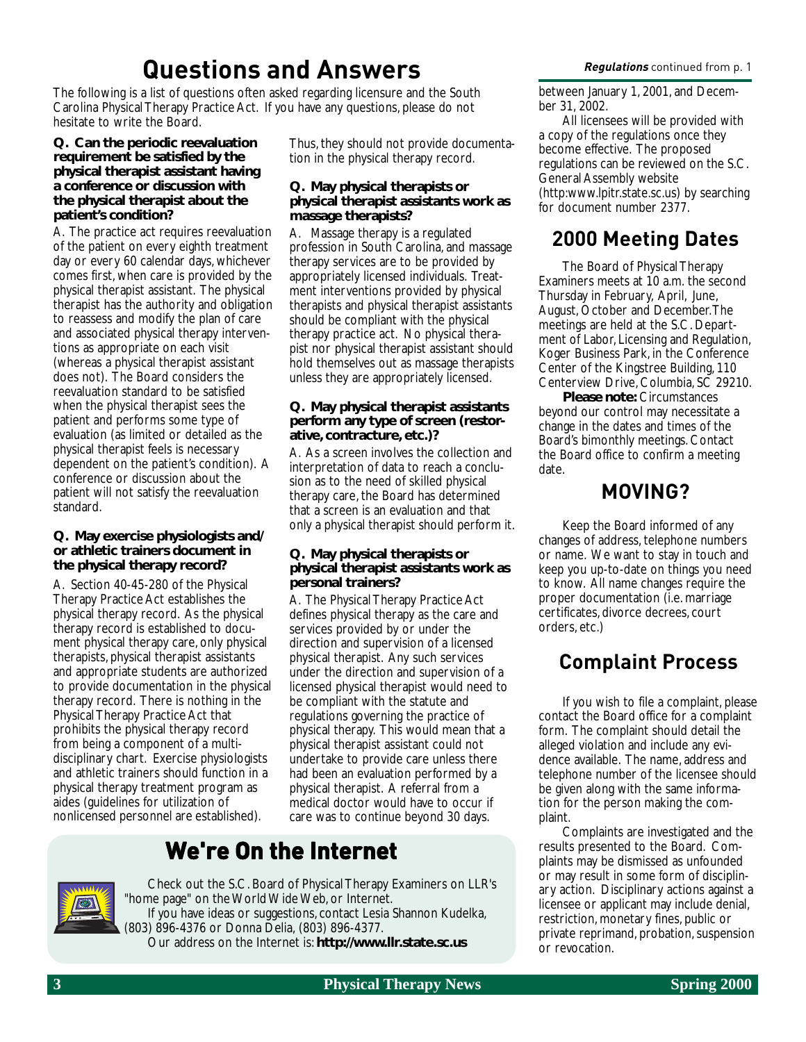# Questions and Answers

The following is a list of questions often asked regarding licensure and the South Carolina Physical Therapy Practice Act. If you have any questions, please do not hesitate to write the Board.

**Q. Can the periodic reevaluation requirement be satisfied by the physical therapist assistant having a conference or discussion with the physical therapist about the patient's condition?**

A. The practice act requires reevaluation of the patient on every eighth treatment day or every 60 calendar days, whichever comes first, when care is provided by the physical therapist assistant. The physical therapist has the authority and obligation to reassess and modify the plan of care and associated physical therapy interventions as appropriate on each visit (whereas a physical therapist assistant does not). The Board considers the reevaluation standard to be satisfied when the physical therapist sees the patient and performs some type of evaluation (as limited or detailed as the physical therapist feels is necessary dependent on the patient's condition). A conference or discussion about the patient will not satisfy the reevaluation standard.

**Q. May exercise physiologists and/or athletic trainers document in the physical therapy record?**

A. Section 40-45-280 of the Physical Therapy Practice Act establishes the physical therapy record. As the physical therapy record is established to document physical therapy care, only physical therapists, physical therapist assistants and appropriate students are authorized to provide documentation in the physical therapy record. There is nothing in the Physical Therapy Practice Act that prohibits the physical therapy record from being a component of a multidisciplinary chart. Exercise physiologists and athletic trainers should function in a physical therapy treatment program as aides (guidelines for utilization of nonlicensed personnel are established). Thus, they should not provide documentation in the physical therapy record.

**Q. May physical therapists or physical therapist assistants work as massage therapists?**

A. Massage therapy is a regulated profession in South Carolina, and massage therapy services are to be provided by appropriately licensed individuals. Treatment interventions provided by physical therapists and physical therapist assistants should be compliant with the physical therapy practice act. No physical therapist nor physical therapist assistant should hold themselves out as massage therapists unless they are appropriately licensed.

**Q. May physical therapist assistants perform any type of screen (restorative, contracture, etc.)?**

A. As a screen involves the collection and interpretation of data to reach a conclusion as to the need of skilled physical therapy care, the Board has determined that a screen is an evaluation and that only a physical therapist should perform it.

**Q. May physical therapists or physical therapist assistants work as personal trainers?**

A. The Physical Therapy Practice Act defines physical therapy as the care and services provided by or under the direction and supervision of a licensed physical therapist. Any such services under the direction and supervision of a licensed physical therapist would need to be compliant with the statute and regulations governing the practice of physical therapy. This would mean that a physical therapist assistant could not undertake to provide care unless there had been an evaluation performed by a physical therapist. A referral from a medical doctor would have to occur if care was to continue beyond 30 days.

## We're On the Internet

Check out the S.C. Board of Physical Therapy Examiners on LLR's "home page" on the World Wide Web, or Internet.

If you have ideas or suggestions, contact Lesia Shannon Kudelka, (803) 896-4376 or Donna Delia, (803) 896-4377.

Our address on the Internet is: **http://www.llr.state.sc.us**

***Regulations*** continued from p. 1

between January 1, 2001, and December 31, 2002.

All licensees will be provided with a copy of the regulations once they become effective. The proposed regulations can be reviewed on the S.C. General Assembly website (http:www.lpitr.state.sc.us) by searching for document number 2377.

## 2000 Meeting Dates

The Board of Physical Therapy Examiners meets at 10 a.m. the second Thursday in February, April, June, August, October and December.The meetings are held at the S.C. Department of Labor, Licensing and Regulation, Koger Business Park, in the Conference Center of the Kingstree Building, 110 Centerview Drive, Columbia, SC 29210.

**Please note:** Circumstances beyond our control may necessitate a change in the dates and times of the Board's bimonthly meetings. Contact the Board office to confirm a meeting date.

## MOVING?

Keep the Board informed of any changes of address, telephone numbers or name. We want to stay in touch and keep you up-to-date on things you need to know. All name changes require the proper documentation (i.e. marriage certificates, divorce decrees, court orders, etc.)

## Complaint Process

If you wish to file a complaint, please contact the Board office for a complaint form. The complaint should detail the alleged violation and include any evidence available. The name, address and telephone number of the licensee should be given along with the same information for the person making the complaint.

Complaints are investigated and the results presented to the Board. Complaints may be dismissed as unfounded or may result in some form of disciplinary action. Disciplinary actions against a licensee or applicant may include denial, restriction, monetary fines, public or private reprimand, probation, suspension or revocation.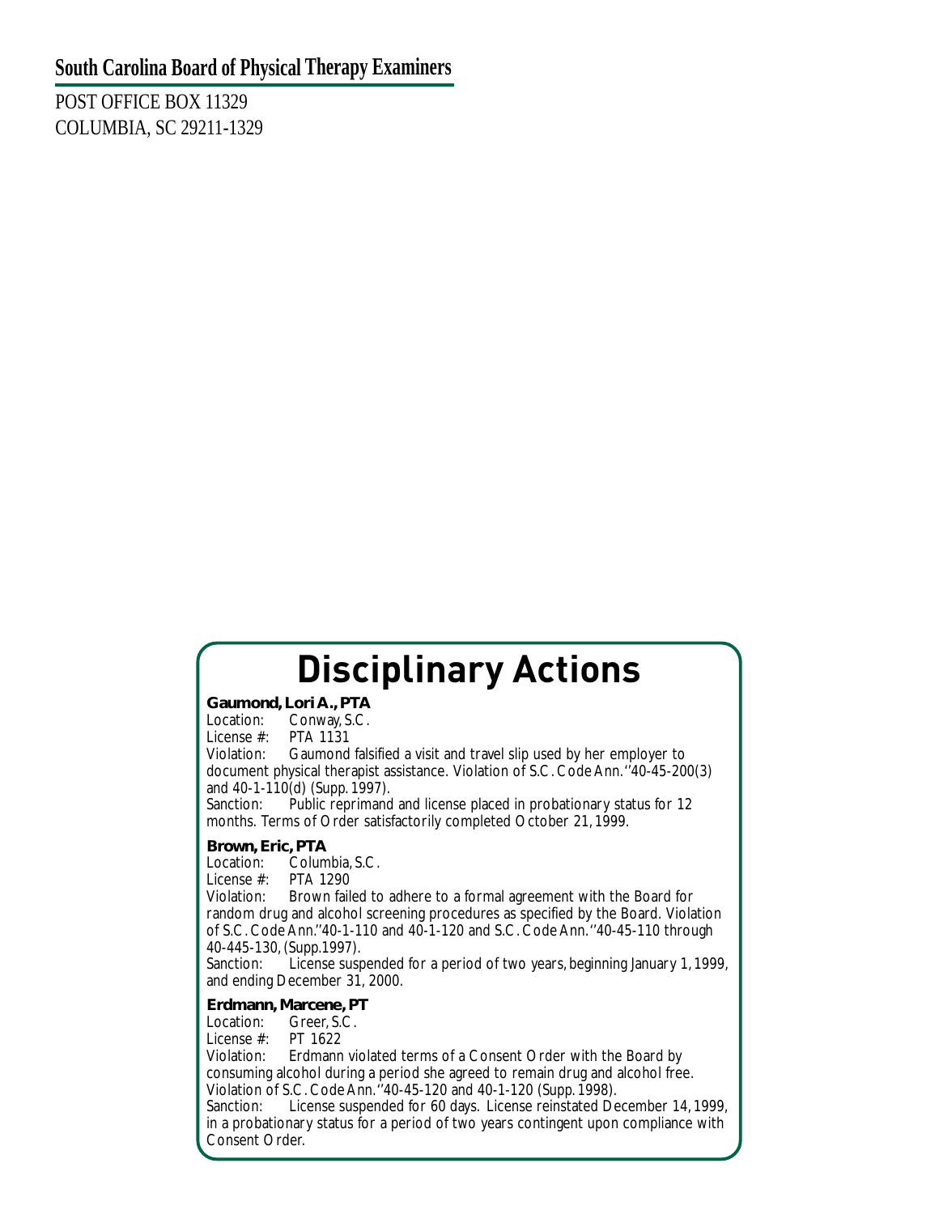**South Carolina Board of Physical Therapy Examiners**

POST OFFICE BOX 11329
COLUMBIA, SC 29211-1329

# Disciplinary Actions

**Gaumond, Lori A., PTA**
Location: Conway, S.C.
License #: PTA 1131
Violation: Gaumond falsified a visit and travel slip used by her employer to document physical therapist assistance. Violation of S.C. Code Ann. ''40-45-200(3) and 40-1-110(d) (Supp. 1997).
Sanction: Public reprimand and license placed in probationary status for 12 months. Terms of Order satisfactorily completed October 21, 1999.

**Brown, Eric, PTA**
Location: Columbia, S.C.
License #: PTA 1290
Violation: Brown failed to adhere to a formal agreement with the Board for random drug and alcohol screening procedures as specified by the Board. Violation of S.C. Code Ann.''40-1-110 and 40-1-120 and S.C. Code Ann. ''40-45-110 through 40-445-130, (Supp.1997).
Sanction: License suspended for a period of two years, beginning January 1, 1999, and ending December 31, 2000.

**Erdmann, Marcene, PT**
Location: Greer, S.C.
License #: PT 1622
Violation: Erdmann violated terms of a Consent Order with the Board by consuming alcohol during a period she agreed to remain drug and alcohol free. Violation of S.C. Code Ann. ''40-45-120 and 40-1-120 (Supp. 1998).
Sanction: License suspended for 60 days. License reinstated December 14, 1999, in a probationary status for a period of two years contingent upon compliance with Consent Order.